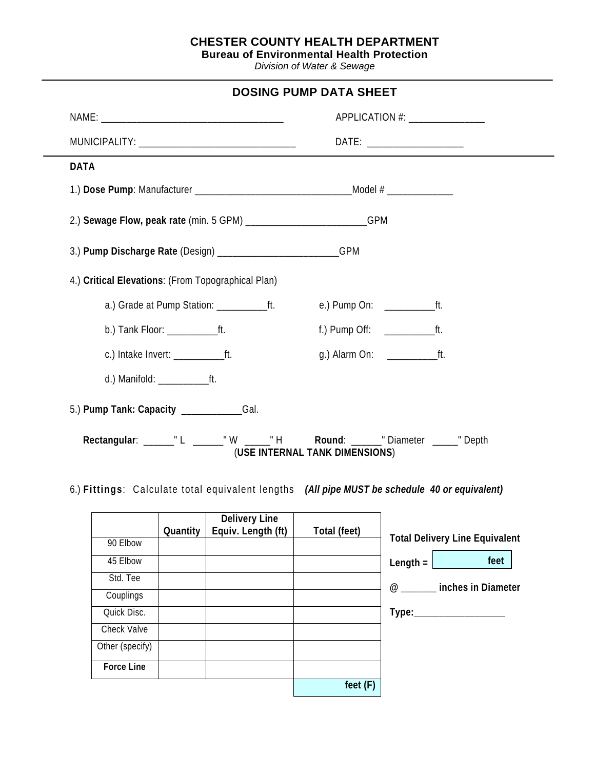# CHESTER COUNTY HEALTH DEPARTMENT

**Bureau of Environmental Health Protection**

*Division of Water & Sewage*

---

## DOSING PUMP DATA SHEET

NAME: ___________________________________ APPLICATION #: ______________

MUNICIPALITY: ______________________________ DATE: __________________

---

**DATA**

1.) **Dose Pump**: Manufacturer ______________________________Model # _____________

2.) **Sewage Flow, peak rate** (min. 5 GPM) _______________________GPM

3.) **Pump Discharge Rate** (Design) _______________________GPM

4.) **Critical Elevations**: (From Topographical Plan)

a.) Grade at Pump Station: _________ft.

b.) Tank Floor: _________ft.

c.) Intake Invert: _________ft.

d.) Manifold: _________ft.

e.) Pump On: _________ft.

f.) Pump Off: _________ft.

g.) Alarm On: _________ft.

5.) **Pump Tank: Capacity** ___________Gal.

**Rectangular**: ______" L ______" W _____" H **Round**: ______" Diameter _____" Depth

(**USE INTERNAL TANK DIMENSIONS**)

6.) **Fittings**: Calculate total equivalent lengths ***(All pipe MUST be schedule 40 or equivalent)***

| | Quantity | Delivery Line Equiv. Length (ft) | Total (feet) |
|---|---|---|---|
| 90 Elbow | | | |
| 45 Elbow | | | |
| Std. Tee | | | |
| Couplings | | | |
| Quick Disc. | | | |
| Check Valve | | | |
| Other (specify) | | | |
| **Force Line** | | | |
| | | | **feet (F)** |

**Total Delivery Line Equivalent Length =** __________ **feet**

**@ _______ inches in Diameter**

**Type:_________________**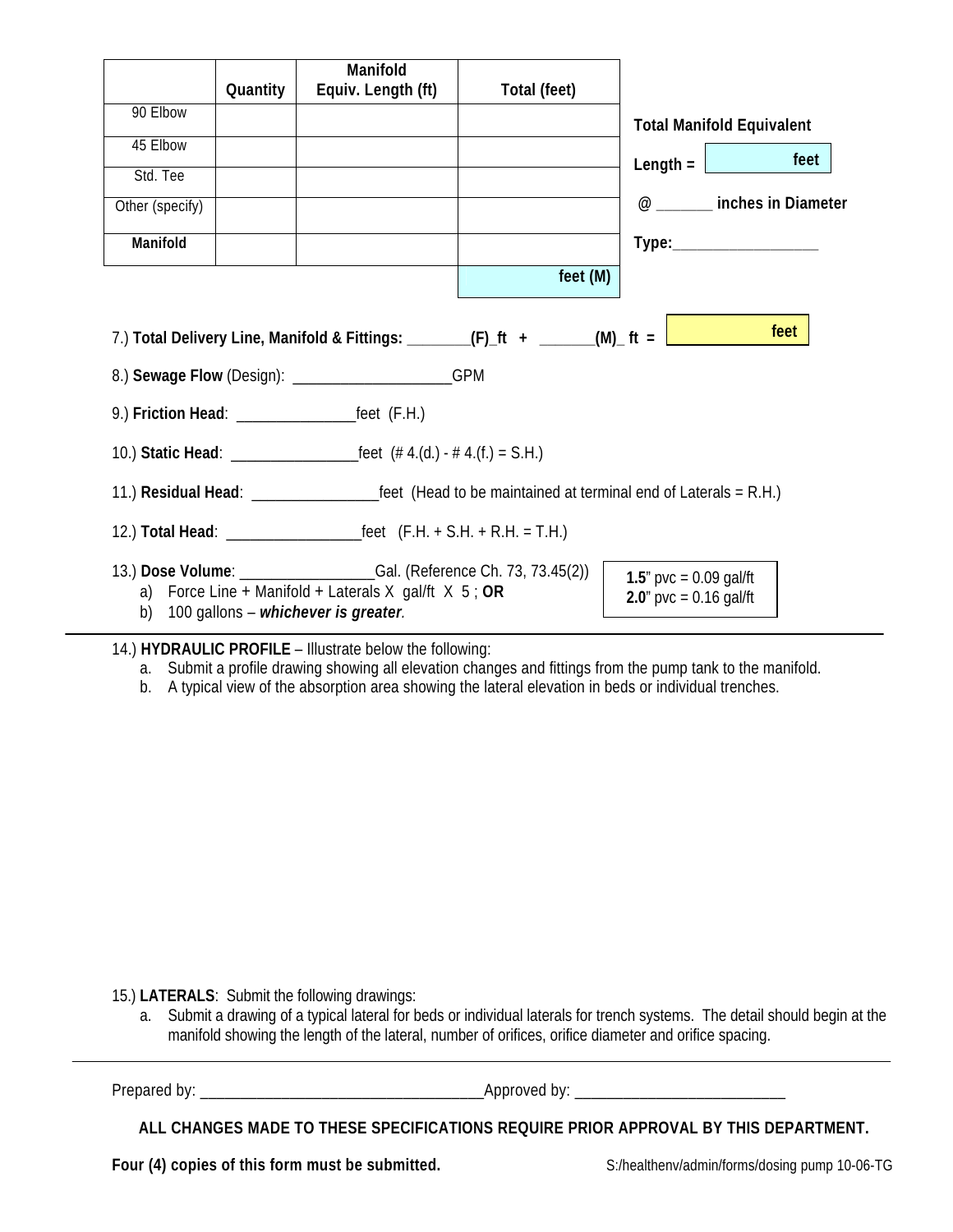| | Quantity | Manifold Equiv. Length (ft) | Total (feet) |
|---|---|---|---|
| 90 Elbow | | | |
| 45 Elbow | | | |
| Std. Tee | | | |
| Other (specify) | | | |
| **Manifold** | | | |
| | | | **feet (M)** |

**Total Manifold Equivalent Length =** **feet**

@ _______ **inches in Diameter**

**Type:**__________________

7.) **Total Delivery Line, Manifold & Fittings:** ________**(F)_ft + _______(M)_ ft =** **feet**

8.) **Sewage Flow** (Design): ____________________GPM

9.) **Friction Head**: _______________feet (F.H.)

10.) **Static Head**: ________________feet (# 4.(d.) - # 4.(f.) = S.H.)

11.) **Residual Head**: ________________feet (Head to be maintained at terminal end of Laterals = R.H.)

12.) **Total Head**: _________________feet (F.H. + S.H. + R.H. = T.H.)

13.) **Dose Volume**: _________________Gal. (Reference Ch. 73, 73.45(2))

a) Force Line + Manifold + Laterals X gal/ft X 5 ; **OR**
b) 100 gallons – ***whichever is greater***.

**1.5**" pvc = 0.09 gal/ft
**2.0**" pvc = 0.16 gal/ft

---

14.) **HYDRAULIC PROFILE** – Illustrate below the following:

a. Submit a profile drawing showing all elevation changes and fittings from the pump tank to the manifold.
b. A typical view of the absorption area showing the lateral elevation in beds or individual trenches.

15.) **LATERALS**: Submit the following drawings:

a. Submit a drawing of a typical lateral for beds or individual laterals for trench systems. The detail should begin at the manifold showing the length of the lateral, number of orifices, orifice diameter and orifice spacing.

---

Prepared by: ___________________________________Approved by: ___________________________

**ALL CHANGES MADE TO THESE SPECIFICATIONS REQUIRE PRIOR APPROVAL BY THIS DEPARTMENT.**

**Four (4) copies of this form must be submitted.**

S:/healthenv/admin/forms/dosing pump 10-06-TG